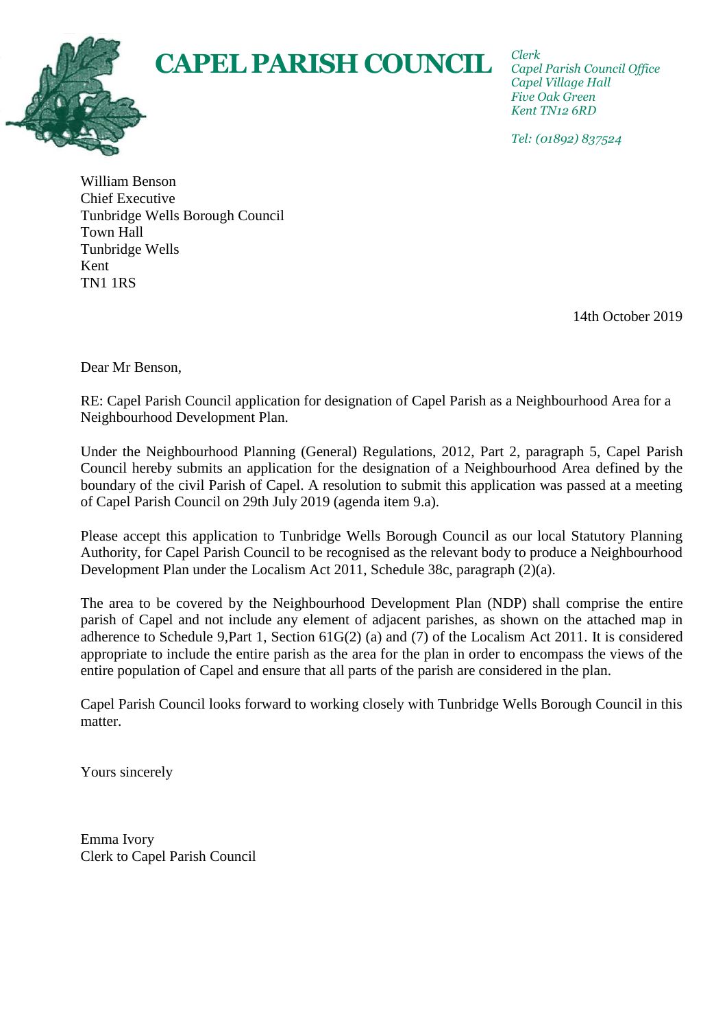# CAPEL PARISH COUNCIL

*Clerk*
*Capel Parish Council Office*
*Capel Village Hall*
*Five Oak Green*
*Kent TN12 6RD*

*Tel: (01892) 837524*

William Benson
Chief Executive
Tunbridge Wells Borough Council
Town Hall
Tunbridge Wells
Kent
TN1 1RS

14th October 2019

Dear Mr Benson,

RE: Capel Parish Council application for designation of Capel Parish as a Neighbourhood Area for a Neighbourhood Development Plan.

Under the Neighbourhood Planning (General) Regulations, 2012, Part 2, paragraph 5, Capel Parish Council hereby submits an application for the designation of a Neighbourhood Area defined by the boundary of the civil Parish of Capel. A resolution to submit this application was passed at a meeting of Capel Parish Council on 29th July 2019 (agenda item 9.a).

Please accept this application to Tunbridge Wells Borough Council as our local Statutory Planning Authority, for Capel Parish Council to be recognised as the relevant body to produce a Neighbourhood Development Plan under the Localism Act 2011, Schedule 38c, paragraph (2)(a).

The area to be covered by the Neighbourhood Development Plan (NDP) shall comprise the entire parish of Capel and not include any element of adjacent parishes, as shown on the attached map in adherence to Schedule 9,Part 1, Section 61G(2) (a) and (7) of the Localism Act 2011. It is considered appropriate to include the entire parish as the area for the plan in order to encompass the views of the entire population of Capel and ensure that all parts of the parish are considered in the plan.

Capel Parish Council looks forward to working closely with Tunbridge Wells Borough Council in this matter.

Yours sincerely

Emma Ivory
Clerk to Capel Parish Council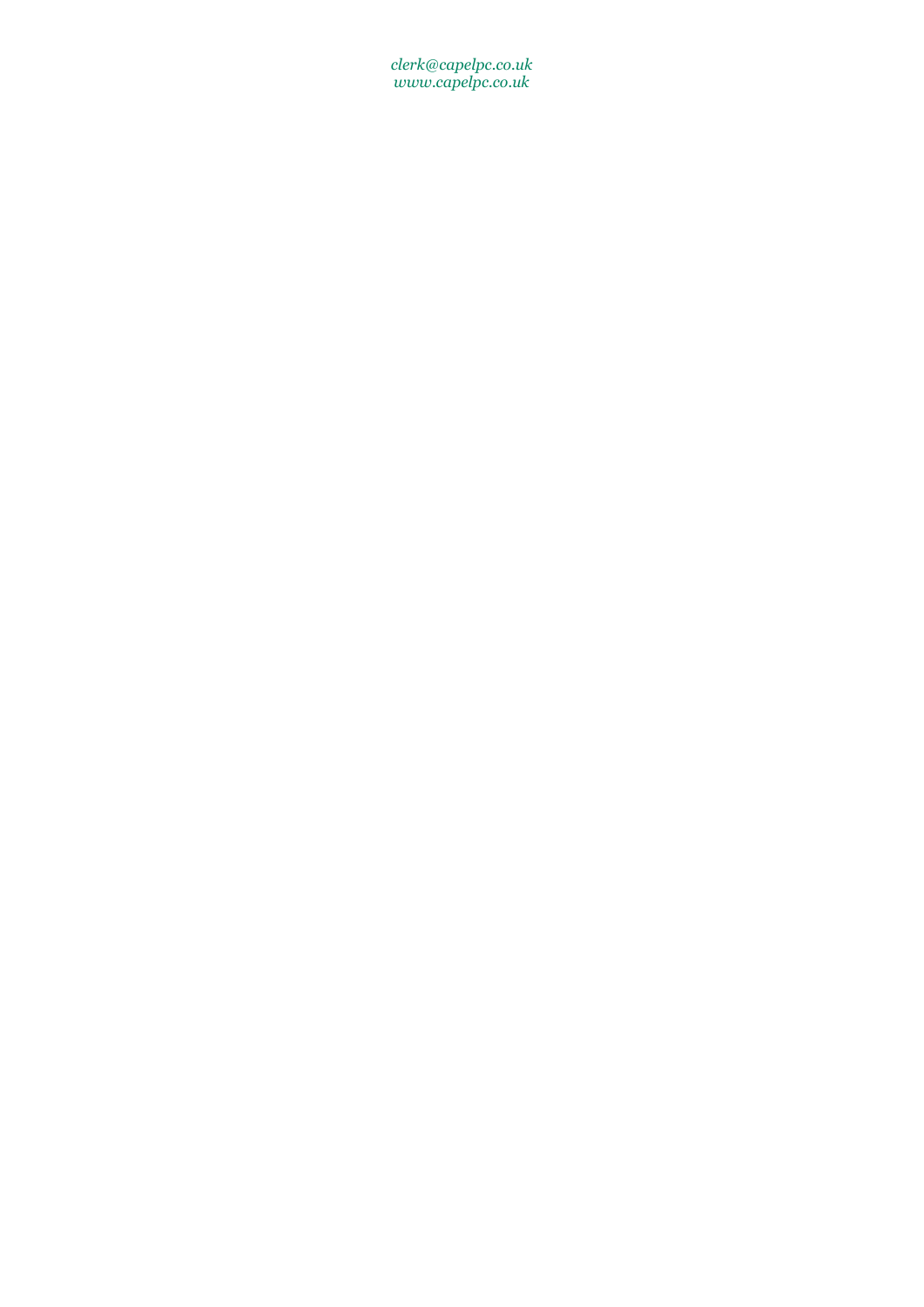*clerk@capelpc.co.uk*
*www.capelpc.co.uk*